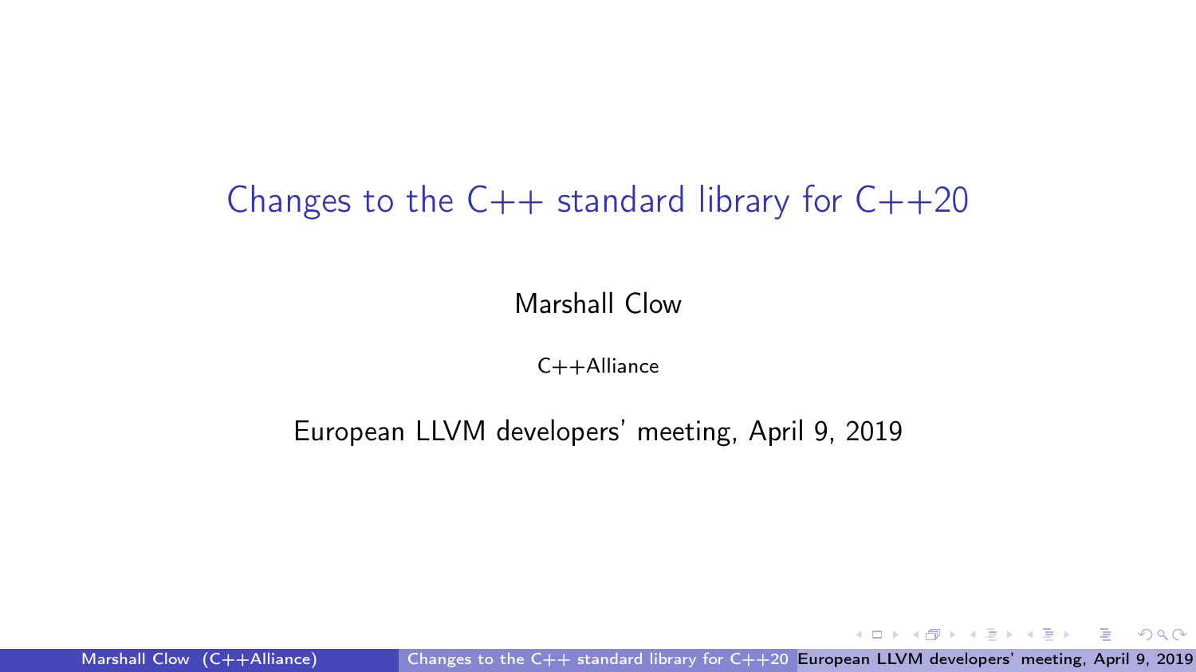# Changes to the C++ standard library for C++20

Marshall Clow

C++Alliance

European LLVM developers' meeting, April 9, 2019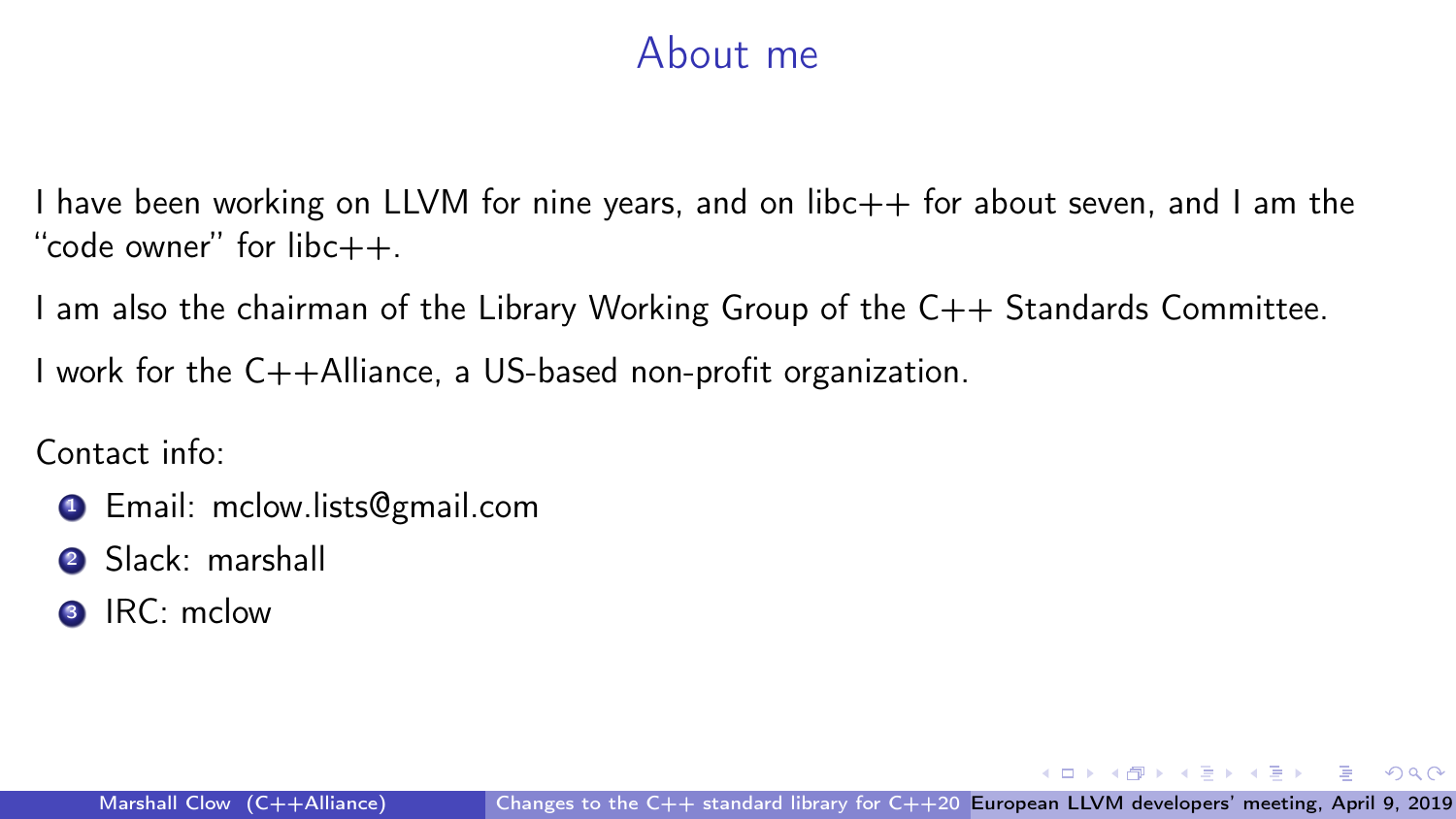# About me

I have been working on LLVM for nine years, and on libc++ for about seven, and I am the "code owner" for libc++.

I am also the chairman of the Library Working Group of the C++ Standards Committee.

I work for the C++Alliance, a US-based non-profit organization.

Contact info:

1. Email: mclow.lists@gmail.com
2. Slack: marshall
3. IRC: mclow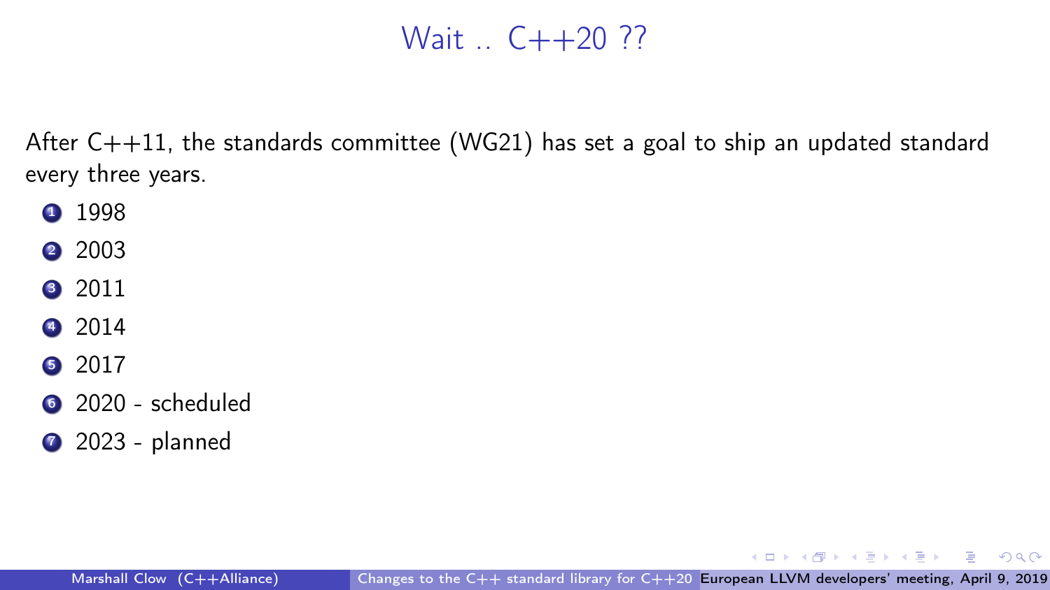# Wait .. C++20 ??

After C++11, the standards committee (WG21) has set a goal to ship an updated standard every three years.

1. 1998
2. 2003
3. 2011
4. 2014
5. 2017
6. 2020 - scheduled
7. 2023 - planned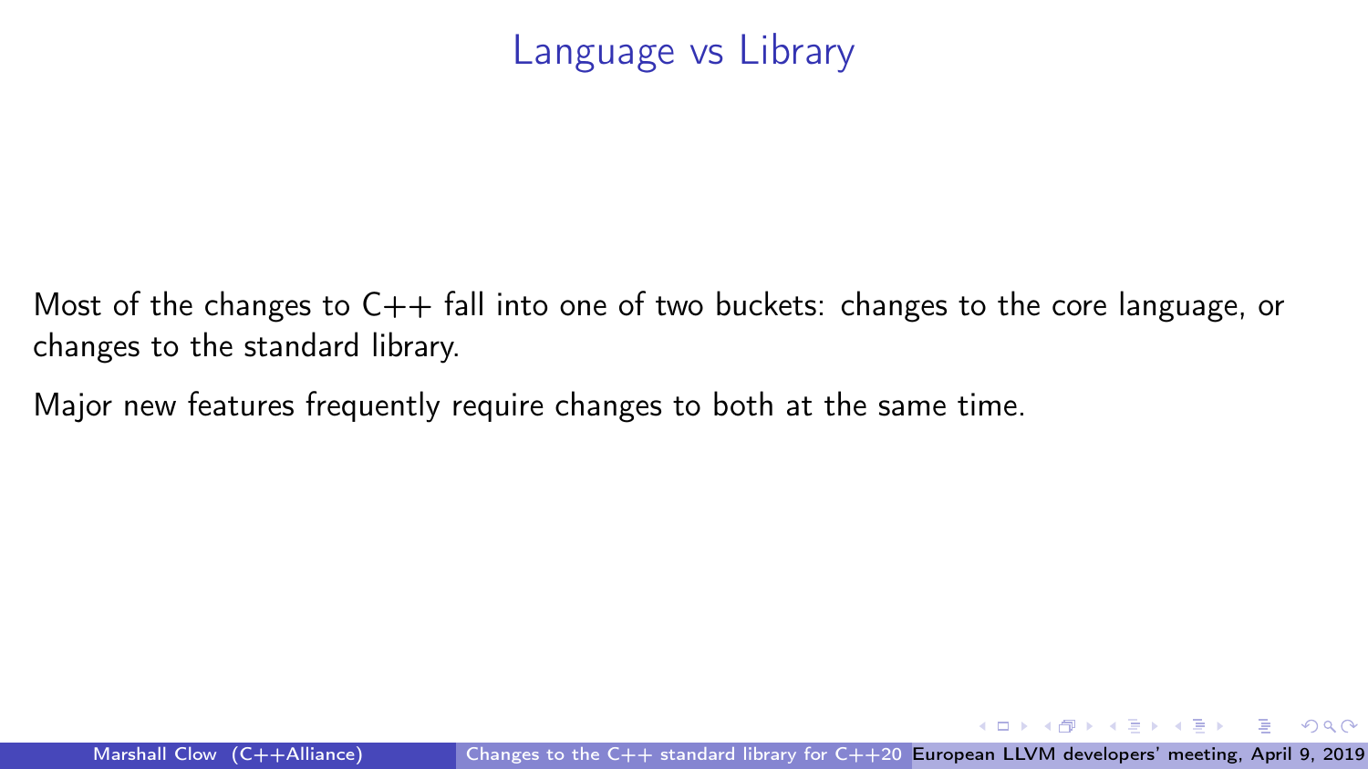# Language vs Library

Most of the changes to C++ fall into one of two buckets: changes to the core language, or changes to the standard library.

Major new features frequently require changes to both at the same time.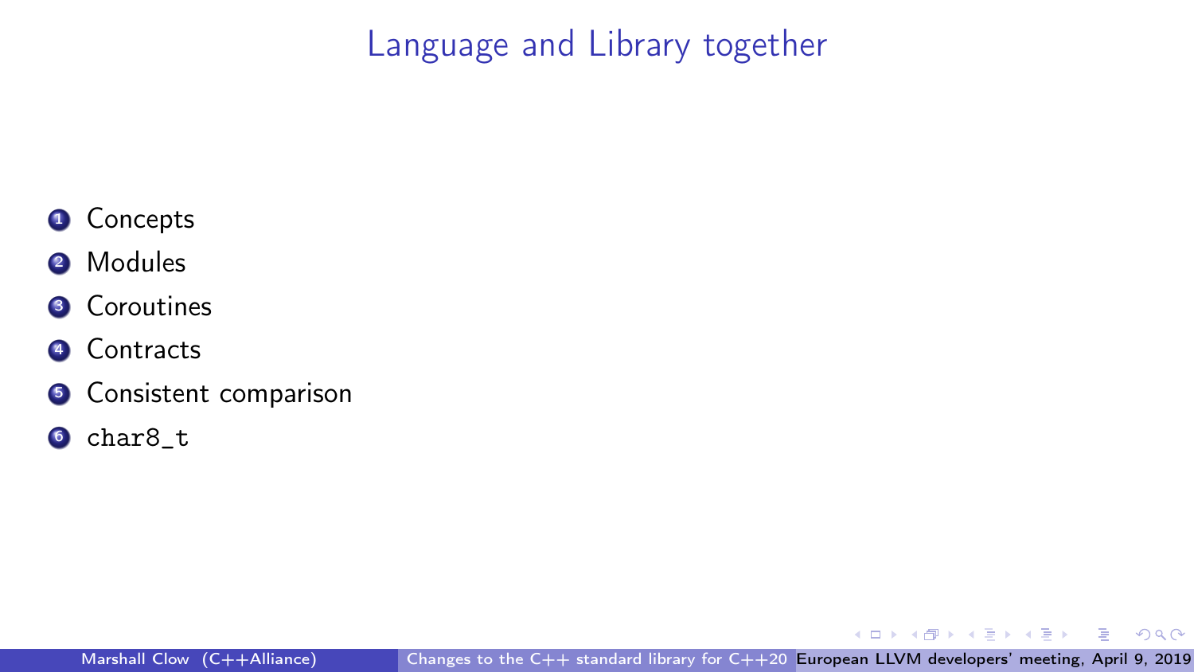# Language and Library together

1. Concepts
2. Modules
3. Coroutines
4. Contracts
5. Consistent comparison
6. `char8_t`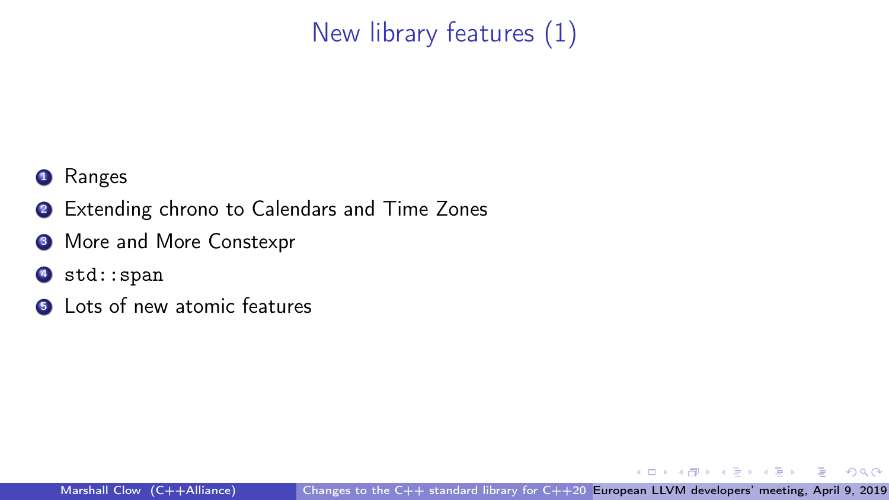# New library features (1)

1. Ranges
2. Extending chrono to Calendars and Time Zones
3. More and More Constexpr
4. `std::span`
5. Lots of new atomic features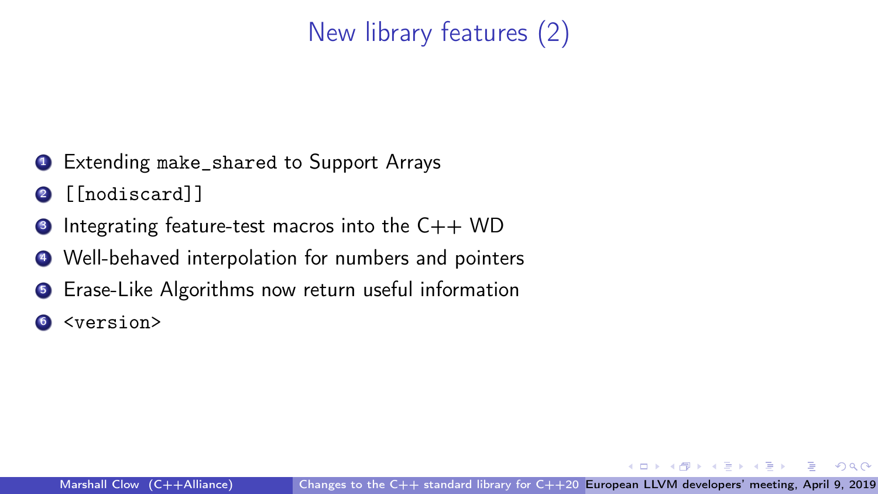# New library features (2)

1. Extending `make_shared` to Support Arrays
2. `[[nodiscard]]`
3. Integrating feature-test macros into the C++ WD
4. Well-behaved interpolation for numbers and pointers
5. Erase-Like Algorithms now return useful information
6. `<version>`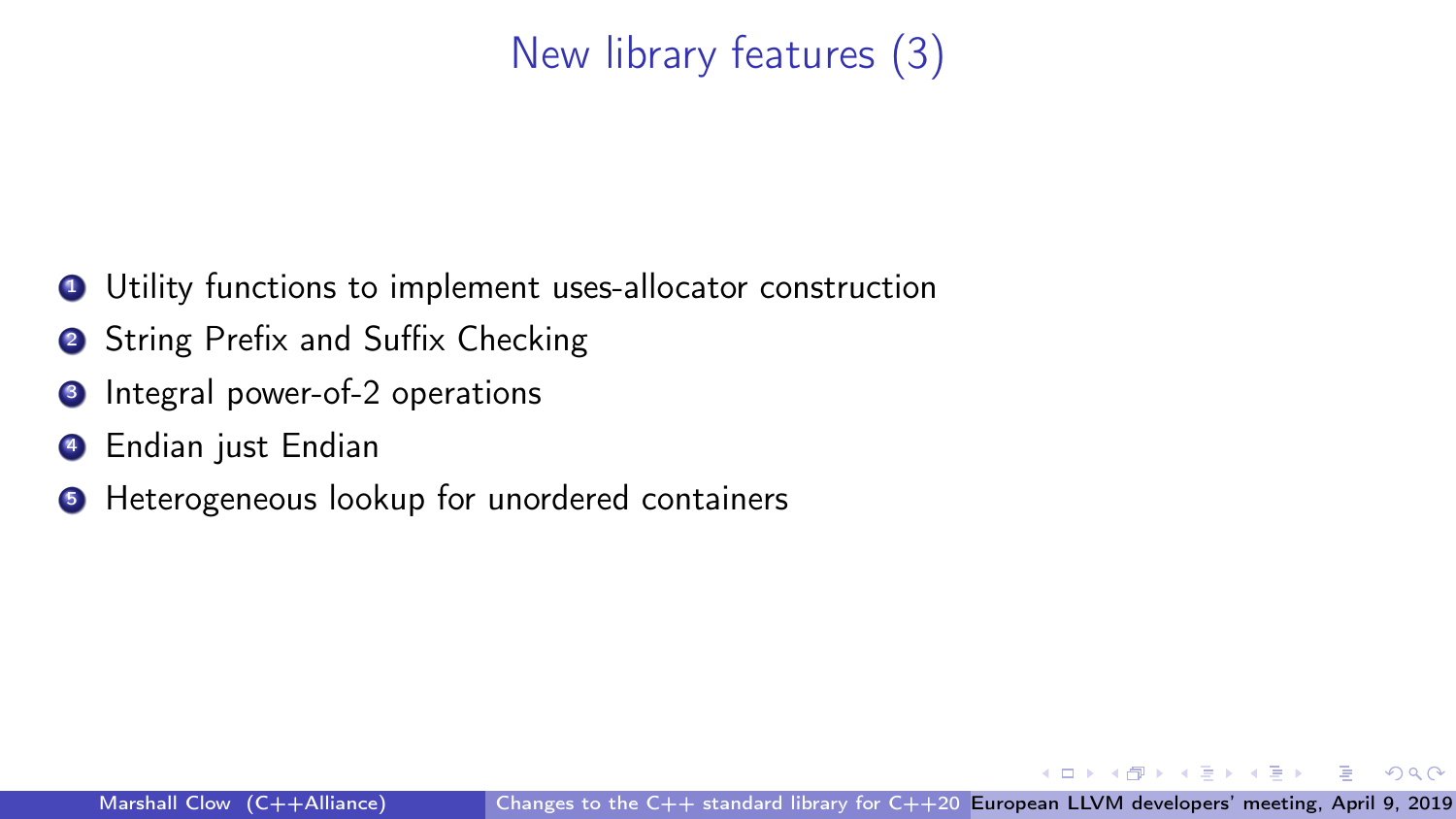# New library features (3)

1. Utility functions to implement uses-allocator construction
2. String Prefix and Suffix Checking
3. Integral power-of-2 operations
4. Endian just Endian
5. Heterogeneous lookup for unordered containers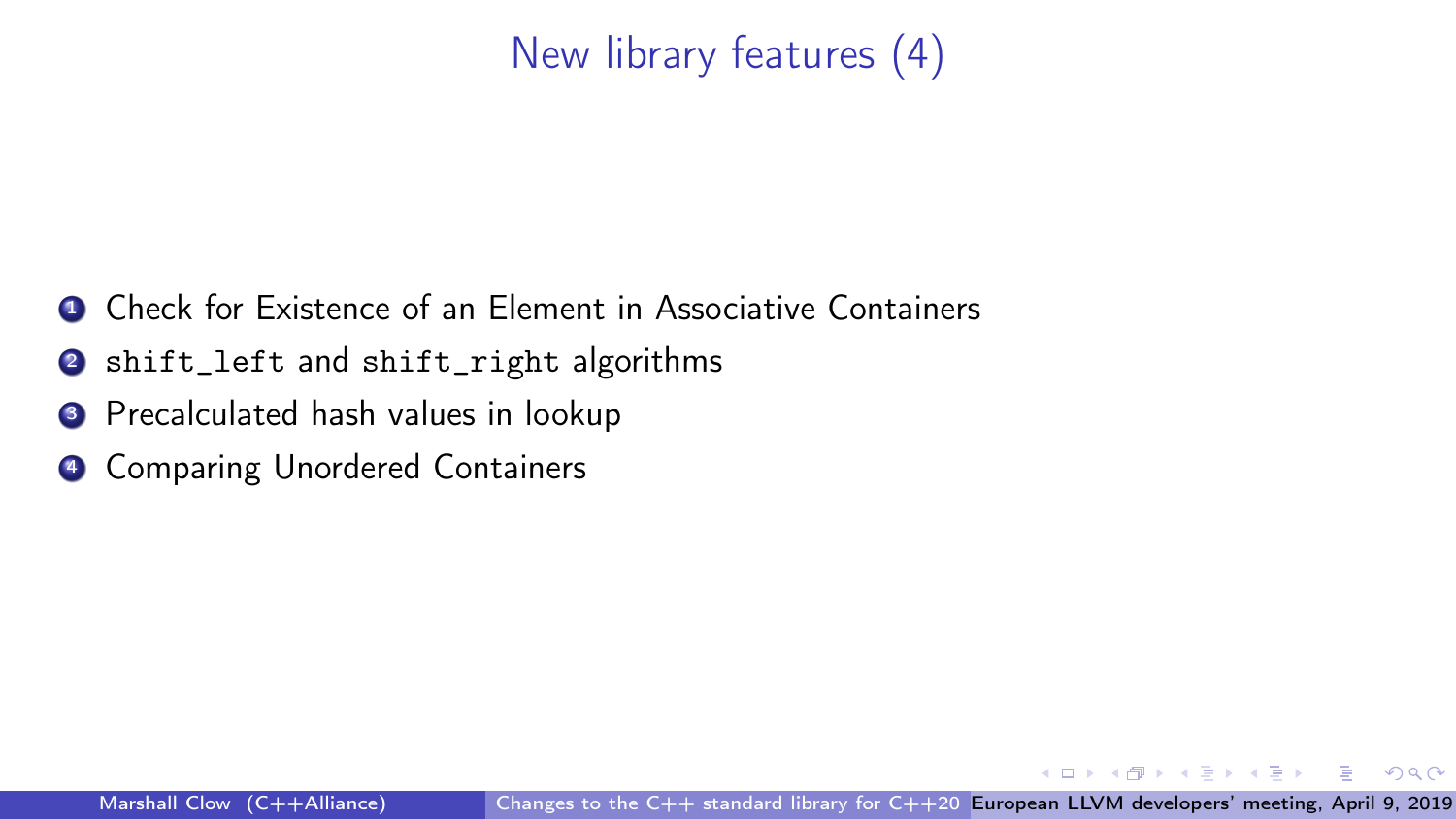# New library features (4)

1. Check for Existence of an Element in Associative Containers
2. `shift_left` and `shift_right` algorithms
3. Precalculated hash values in lookup
4. Comparing Unordered Containers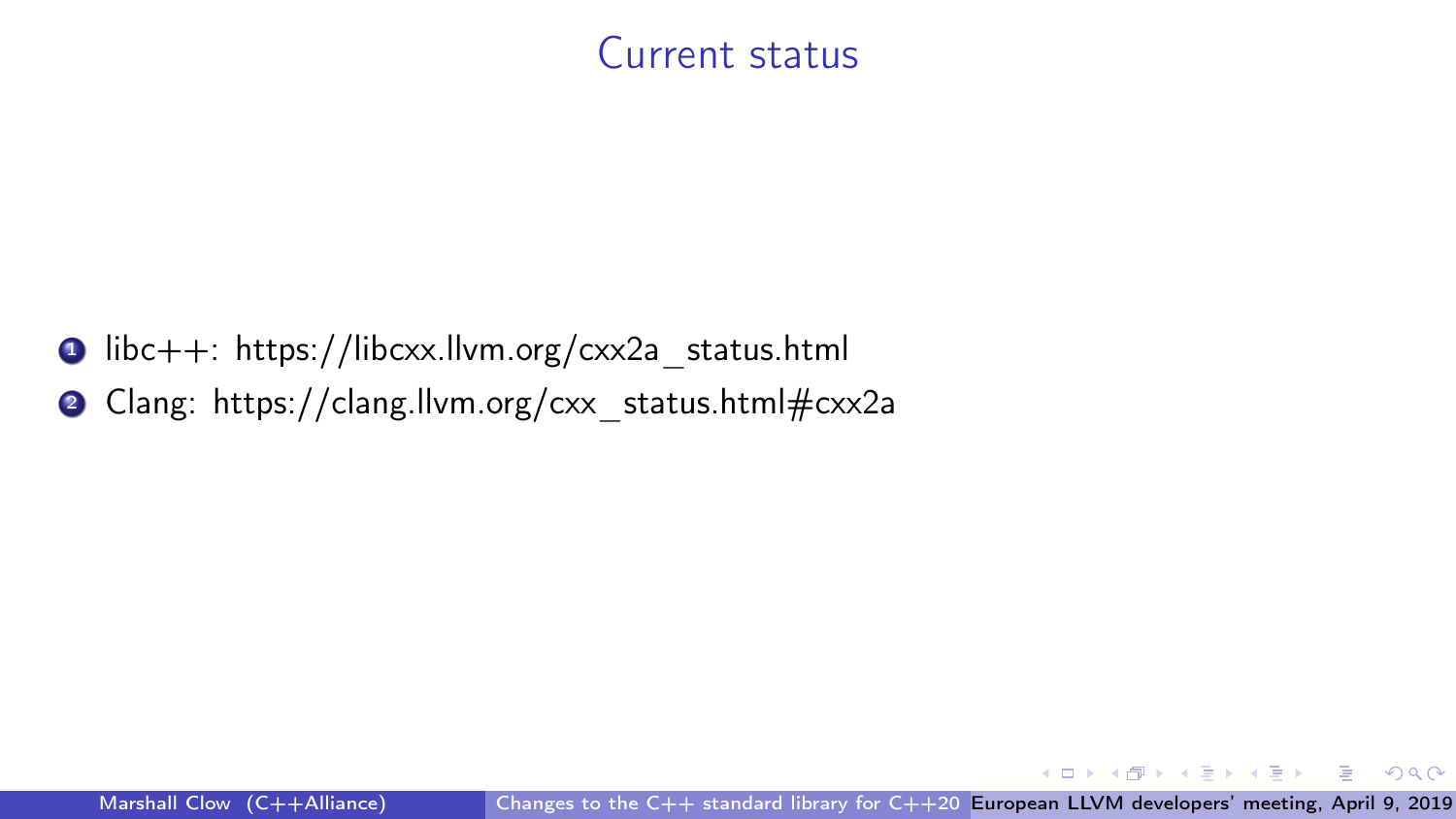# Current status

1. libc++: https://libcxx.llvm.org/cxx2a_status.html
2. Clang: https://clang.llvm.org/cxx_status.html#cxx2a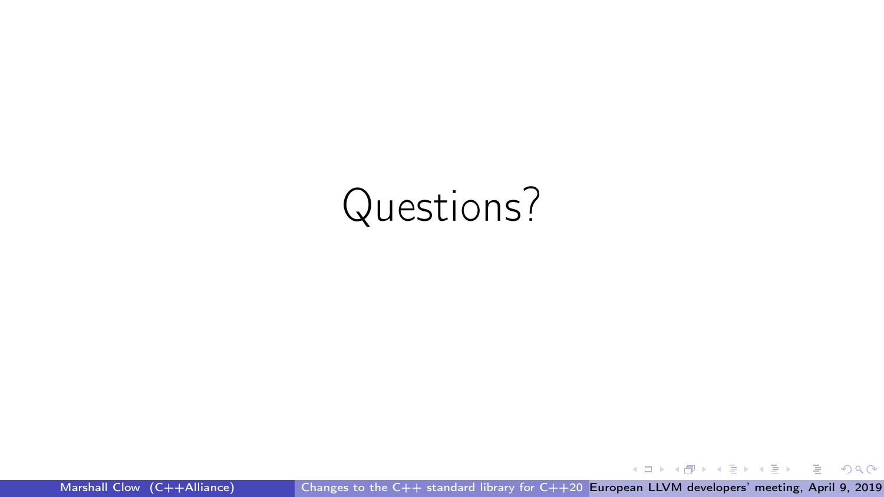# Questions?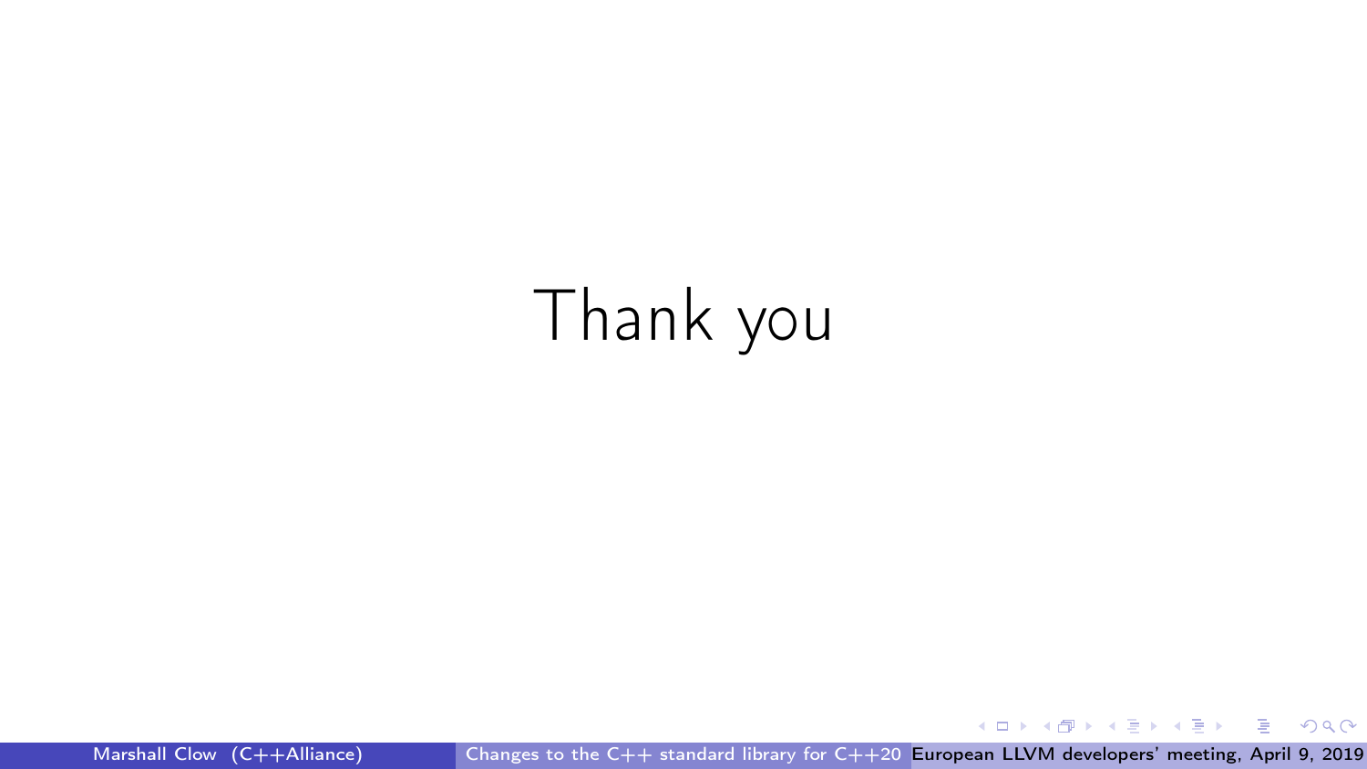# Thank you